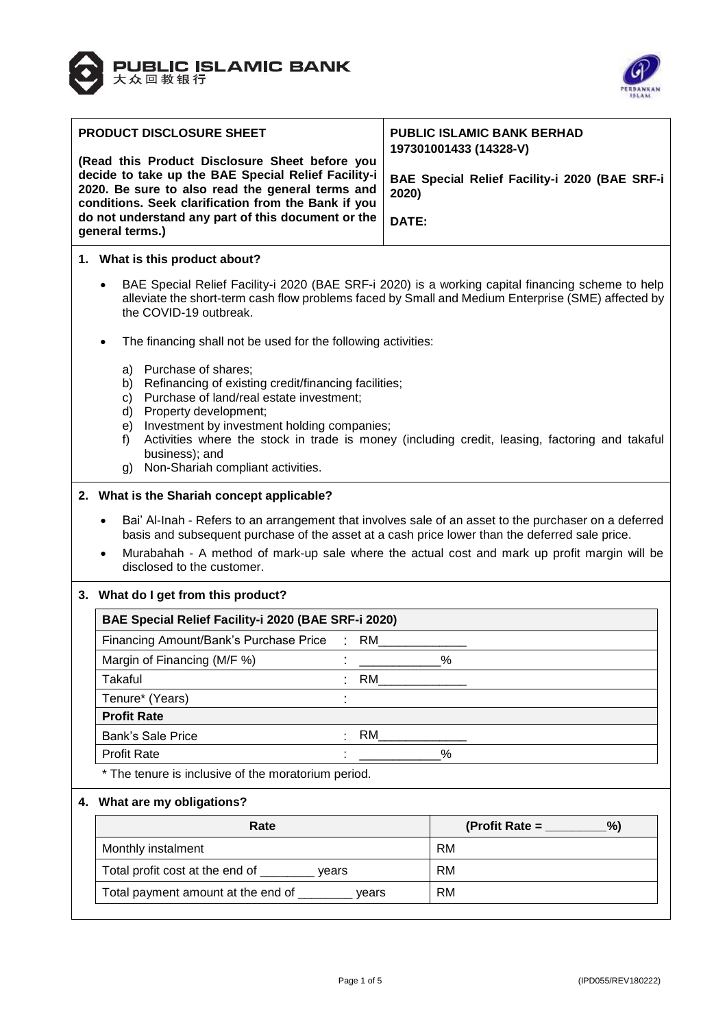PUBLIC ISLAMIC BANK
大众回教银行

| **PRODUCT DISCLOSURE SHEET**<br><br>**(Read this Product Disclosure Sheet before you decide to take up the BAE Special Relief Facility-i 2020. Be sure to also read the general terms and conditions. Seek clarification from the Bank if you do not understand any part of this document or the general terms.)** | **PUBLIC ISLAMIC BANK BERHAD 197301001433 (14328-V)**<br><br>**BAE Special Relief Facility-i 2020 (BAE SRF-i 2020)**<br><br>**DATE:** |
|---|---|

## 1. What is this product about?

- BAE Special Relief Facility-i 2020 (BAE SRF-i 2020) is a working capital financing scheme to help alleviate the short-term cash flow problems faced by Small and Medium Enterprise (SME) affected by the COVID-19 outbreak.
- The financing shall not be used for the following activities:
  a) Purchase of shares;
  b) Refinancing of existing credit/financing facilities;
  c) Purchase of land/real estate investment;
  d) Property development;
  e) Investment by investment holding companies;
  f) Activities where the stock in trade is money (including credit, leasing, factoring and takaful business); and
  g) Non-Shariah compliant activities.

## 2. What is the Shariah concept applicable?

- Bai' Al-Inah - Refers to an arrangement that involves sale of an asset to the purchaser on a deferred basis and subsequent purchase of the asset at a cash price lower than the deferred sale price.
- Murabahah - A method of mark-up sale where the actual cost and mark up profit margin will be disclosed to the customer.

## 3. What do I get from this product?

| **BAE Special Relief Facility-i 2020 (BAE SRF-i 2020)** | |
|---|---|
| Financing Amount/Bank's Purchase Price | : RM_____________ |
| Margin of Financing (M/F %) | : ___________% |
| Takaful | : RM_____________ |
| Tenure* (Years) | : |
| **Profit Rate** | |
| Bank's Sale Price | : RM_____________ |
| Profit Rate | : ___________% |

\* The tenure is inclusive of the moratorium period.

## 4. What are my obligations?

| Rate | (Profit Rate = ________%) |
|---|---|
| Monthly instalment | RM |
| Total profit cost at the end of ________ years | RM |
| Total payment amount at the end of ________ years | RM |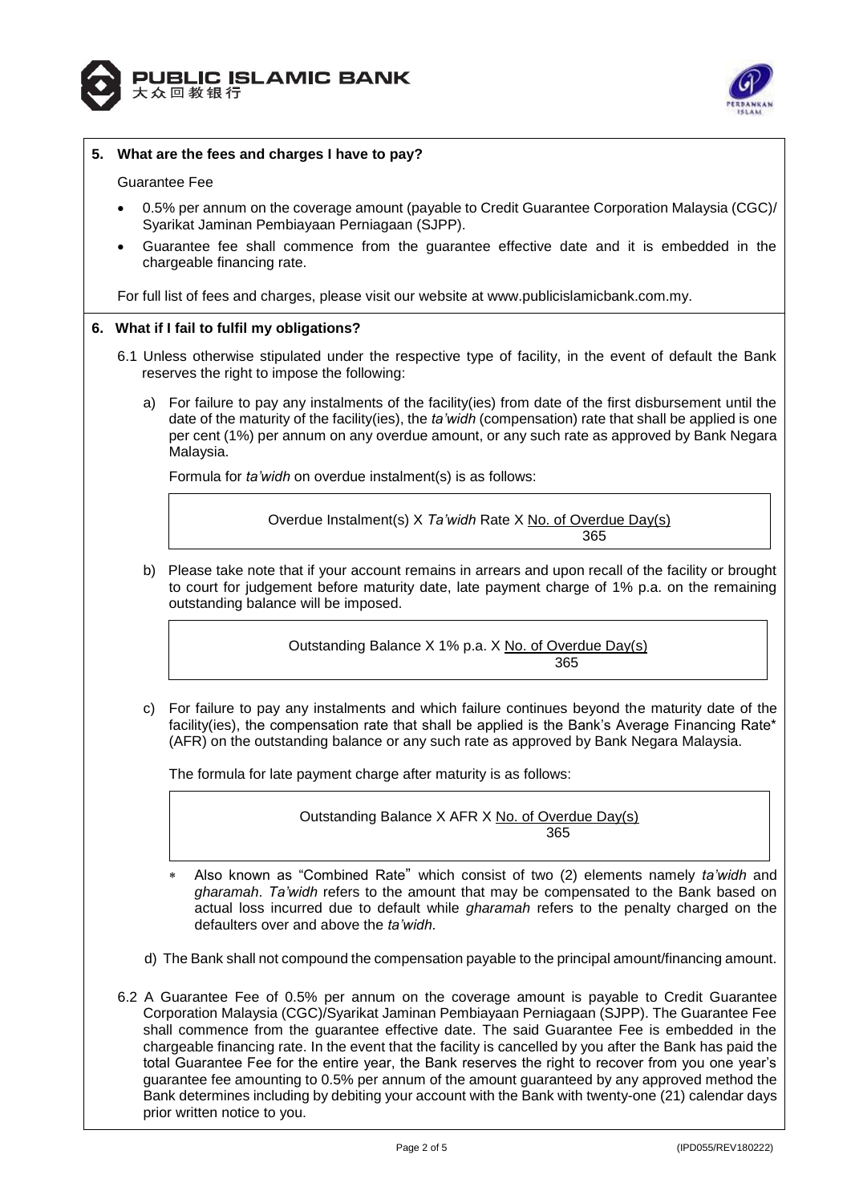## 5. What are the fees and charges I have to pay?

Guarantee Fee

- 0.5% per annum on the coverage amount (payable to Credit Guarantee Corporation Malaysia (CGC)/ Syarikat Jaminan Pembiayaan Perniagaan (SJPP).
- Guarantee fee shall commence from the guarantee effective date and it is embedded in the chargeable financing rate.

For full list of fees and charges, please visit our website at www.publicislamicbank.com.my.

## 6. What if I fail to fulfil my obligations?

6.1 Unless otherwise stipulated under the respective type of facility, in the event of default the Bank reserves the right to impose the following:

a) For failure to pay any instalments of the facility(ies) from date of the first disbursement until the date of the maturity of the facility(ies), the *ta'widh* (compensation) rate that shall be applied is one per cent (1%) per annum on any overdue amount, or any such rate as approved by Bank Negara Malaysia.

Formula for *ta'widh* on overdue instalment(s) is as follows:

$$\text{Overdue Instalment(s)} \times \textit{Ta'widh} \text{ Rate} \times \frac{\text{No. of Overdue Day(s)}}{365}$$

b) Please take note that if your account remains in arrears and upon recall of the facility or brought to court for judgement before maturity date, late payment charge of 1% p.a. on the remaining outstanding balance will be imposed.

$$\text{Outstanding Balance} \times 1\% \text{ p.a.} \times \frac{\text{No. of Overdue Day(s)}}{365}$$

c) For failure to pay any instalments and which failure continues beyond the maturity date of the facility(ies), the compensation rate that shall be applied is the Bank's Average Financing Rate* (AFR) on the outstanding balance or any such rate as approved by Bank Negara Malaysia.

The formula for late payment charge after maturity is as follows:

$$\text{Outstanding Balance} \times \text{AFR} \times \frac{\text{No. of Overdue Day(s)}}{365}$$

* Also known as "Combined Rate" which consist of two (2) elements namely *ta'widh* and *gharamah*. *Ta'widh* refers to the amount that may be compensated to the Bank based on actual loss incurred due to default while *gharamah* refers to the penalty charged on the defaulters over and above the *ta'widh*.

d) The Bank shall not compound the compensation payable to the principal amount/financing amount.

6.2 A Guarantee Fee of 0.5% per annum on the coverage amount is payable to Credit Guarantee Corporation Malaysia (CGC)/Syarikat Jaminan Pembiayaan Perniagaan (SJPP). The Guarantee Fee shall commence from the guarantee effective date. The said Guarantee Fee is embedded in the chargeable financing rate. In the event that the facility is cancelled by you after the Bank has paid the total Guarantee Fee for the entire year, the Bank reserves the right to recover from you one year's guarantee fee amounting to 0.5% per annum of the amount guaranteed by any approved method the Bank determines including by debiting your account with the Bank with twenty-one (21) calendar days prior written notice to you.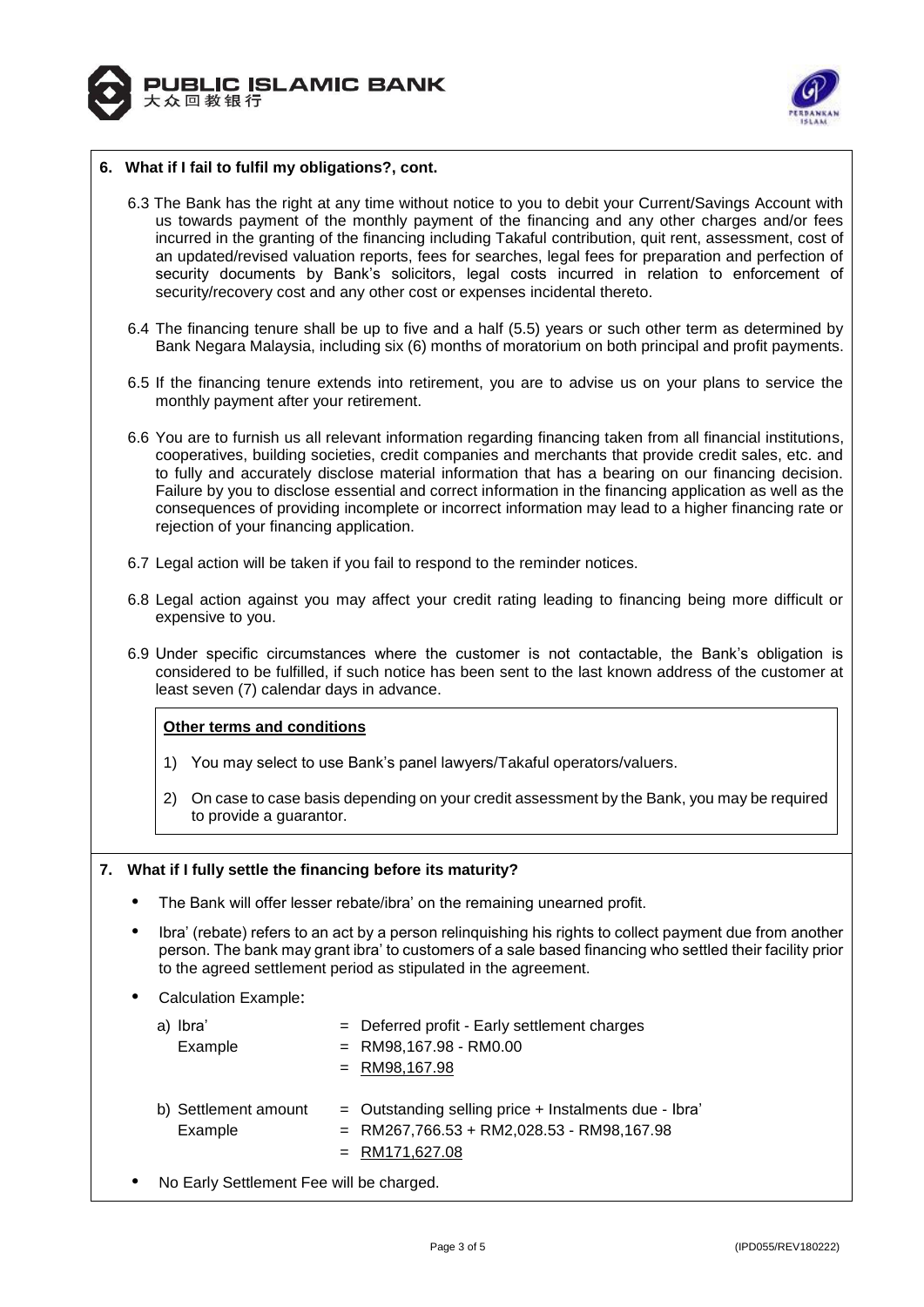## 6. What if I fail to fulfil my obligations?, cont.

6.3 The Bank has the right at any time without notice to you to debit your Current/Savings Account with us towards payment of the monthly payment of the financing and any other charges and/or fees incurred in the granting of the financing including Takaful contribution, quit rent, assessment, cost of an updated/revised valuation reports, fees for searches, legal fees for preparation and perfection of security documents by Bank's solicitors, legal costs incurred in relation to enforcement of security/recovery cost and any other cost or expenses incidental thereto.

6.4 The financing tenure shall be up to five and a half (5.5) years or such other term as determined by Bank Negara Malaysia, including six (6) months of moratorium on both principal and profit payments.

6.5 If the financing tenure extends into retirement, you are to advise us on your plans to service the monthly payment after your retirement.

6.6 You are to furnish us all relevant information regarding financing taken from all financial institutions, cooperatives, building societies, credit companies and merchants that provide credit sales, etc. and to fully and accurately disclose material information that has a bearing on our financing decision. Failure by you to disclose essential and correct information in the financing application as well as the consequences of providing incomplete or incorrect information may lead to a higher financing rate or rejection of your financing application.

6.7 Legal action will be taken if you fail to respond to the reminder notices.

6.8 Legal action against you may affect your credit rating leading to financing being more difficult or expensive to you.

6.9 Under specific circumstances where the customer is not contactable, the Bank's obligation is considered to be fulfilled, if such notice has been sent to the last known address of the customer at least seven (7) calendar days in advance.

**Other terms and conditions**

1) You may select to use Bank's panel lawyers/Takaful operators/valuers.

2) On case to case basis depending on your credit assessment by the Bank, you may be required to provide a guarantor.

## 7. What if I fully settle the financing before its maturity?

- The Bank will offer lesser rebate/ibra' on the remaining unearned profit.
- Ibra' (rebate) refers to an act by a person relinquishing his rights to collect payment due from another person. The bank may grant ibra' to customers of a sale based financing who settled their facility prior to the agreed settlement period as stipulated in the agreement.
- Calculation Example:

| | |
|---|---|
| a) Ibra' | = Deferred profit - Early settlement charges |
| Example | = RM98,167.98 - RM0.00 |
| | = RM98,167.98 |
| b) Settlement amount | = Outstanding selling price + Instalments due - Ibra' |
| Example | = RM267,766.53 + RM2,028.53 - RM98,167.98 |
| | = RM171,627.08 |

- No Early Settlement Fee will be charged.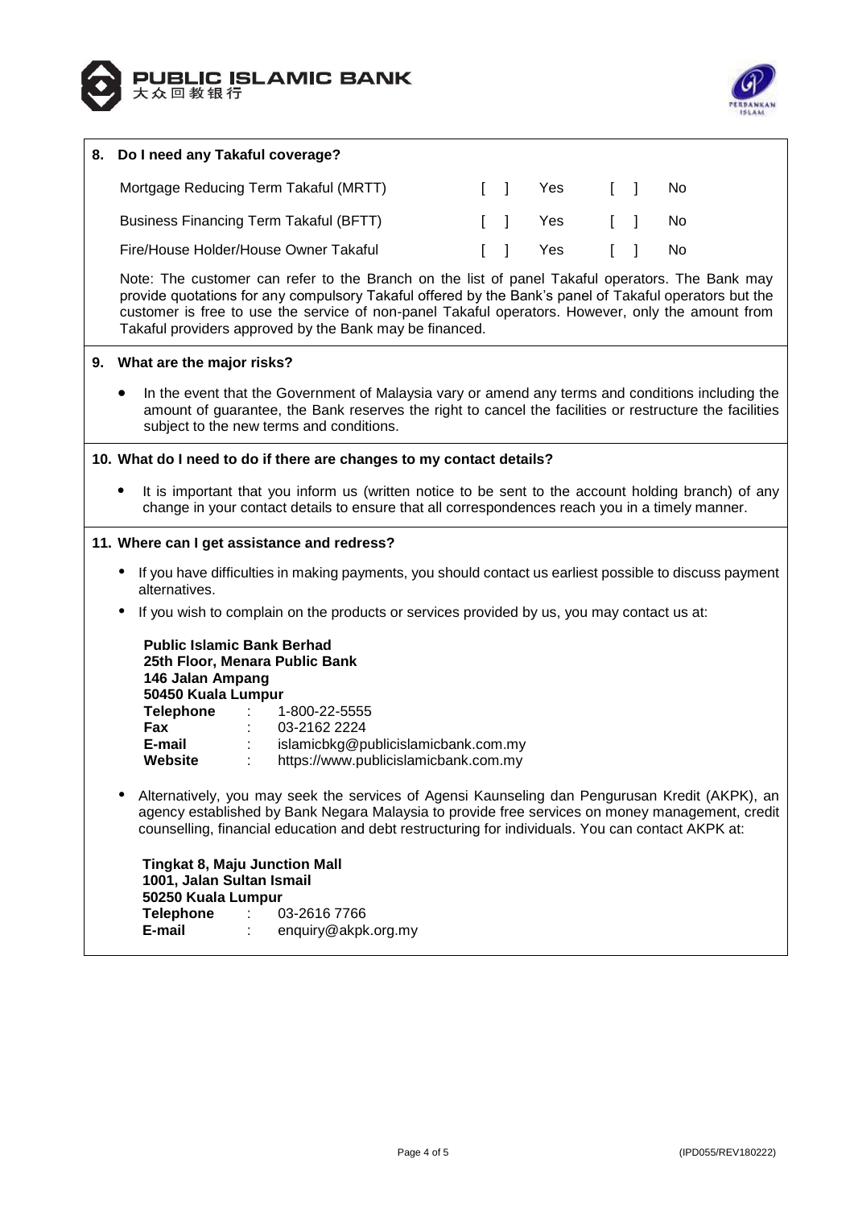## 8. Do I need any Takaful coverage?

| | | | | |
|---|---|---|---|---|
| Mortgage Reducing Term Takaful (MRTT) | [ ] | Yes | [ ] | No |
| Business Financing Term Takaful (BFTT) | [ ] | Yes | [ ] | No |
| Fire/House Holder/House Owner Takaful | [ ] | Yes | [ ] | No |

Note: The customer can refer to the Branch on the list of panel Takaful operators. The Bank may provide quotations for any compulsory Takaful offered by the Bank's panel of Takaful operators but the customer is free to use the service of non-panel Takaful operators. However, only the amount from Takaful providers approved by the Bank may be financed.

## 9. What are the major risks?

- In the event that the Government of Malaysia vary or amend any terms and conditions including the amount of guarantee, the Bank reserves the right to cancel the facilities or restructure the facilities subject to the new terms and conditions.

## 10. What do I need to do if there are changes to my contact details?

- It is important that you inform us (written notice to be sent to the account holding branch) of any change in your contact details to ensure that all correspondences reach you in a timely manner.

## 11. Where can I get assistance and redress?

- If you have difficulties in making payments, you should contact us earliest possible to discuss payment alternatives.
- If you wish to complain on the products or services provided by us, you may contact us at:

**Public Islamic Bank Berhad**
**25th Floor, Menara Public Bank**
**146 Jalan Ampang**
**50450 Kuala Lumpur**
**Telephone** : 1-800-22-5555
**Fax** : 03-2162 2224
**E-mail** : islamicbkg@publicislamicbank.com.my
**Website** : https://www.publicislamicbank.com.my

- Alternatively, you may seek the services of Agensi Kaunseling dan Pengurusan Kredit (AKPK), an agency established by Bank Negara Malaysia to provide free services on money management, credit counselling, financial education and debt restructuring for individuals. You can contact AKPK at:

**Tingkat 8, Maju Junction Mall**
**1001, Jalan Sultan Ismail**
**50250 Kuala Lumpur**
**Telephone** : 03-2616 7766
**E-mail** : enquiry@akpk.org.my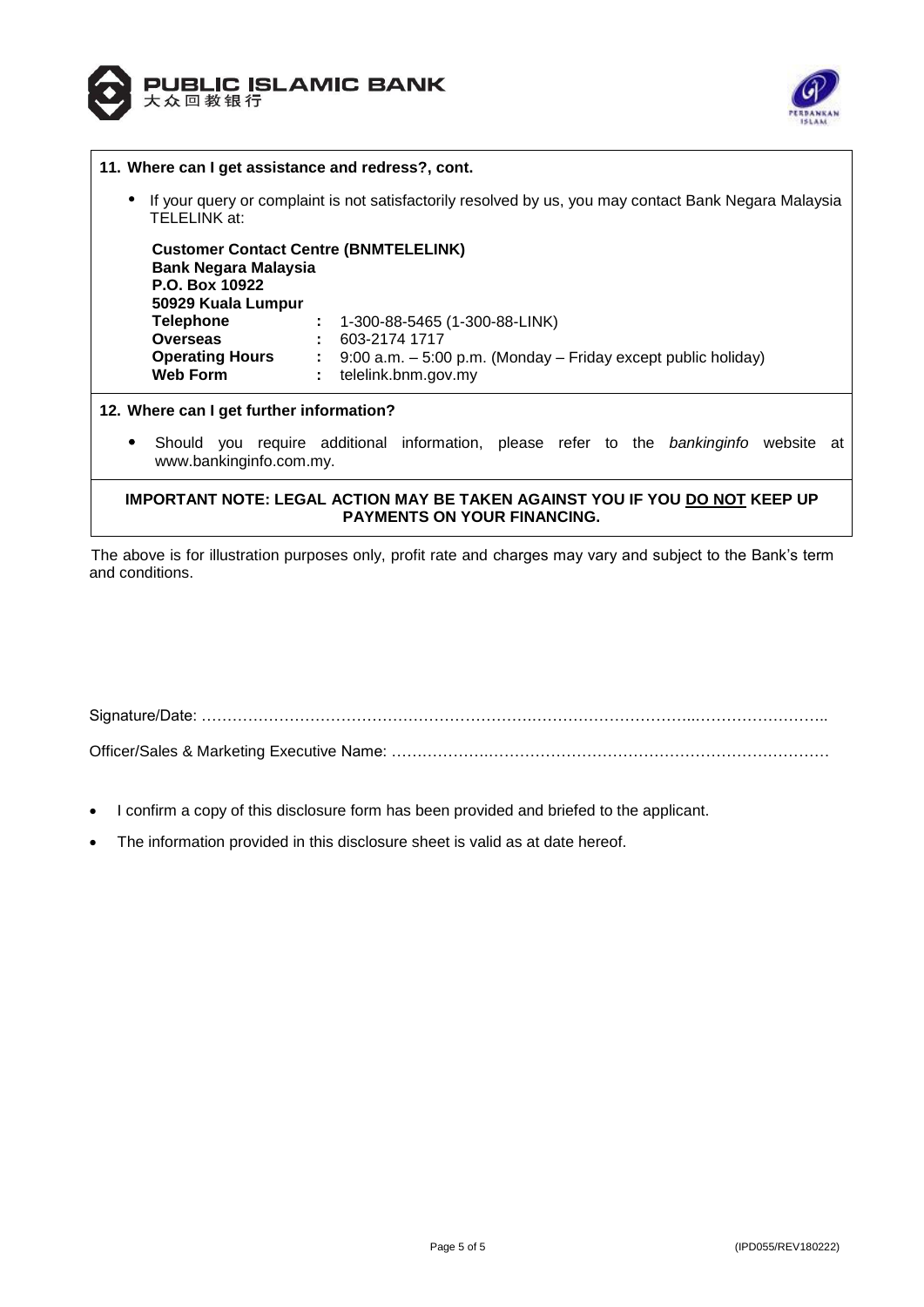### 11. Where can I get assistance and redress?, cont.

- If your query or complaint is not satisfactorily resolved by us, you may contact Bank Negara Malaysia TELELINK at:

**Customer Contact Centre (BNMTELELINK)**
**Bank Negara Malaysia**
**P.O. Box 10922**
**50929 Kuala Lumpur**

| | | |
|---|---|---|
| **Telephone** | : | 1-300-88-5465 (1-300-88-LINK) |
| **Overseas** | : | 603-2174 1717 |
| **Operating Hours** | : | 9:00 a.m. – 5:00 p.m. (Monday – Friday except public holiday) |
| **Web Form** | : | telelink.bnm.gov.my |

### 12. Where can I get further information?

- Should you require additional information, please refer to the *bankinginfo* website at www.bankinginfo.com.my.

**IMPORTANT NOTE: LEGAL ACTION MAY BE TAKEN AGAINST YOU IF YOU <u>DO NOT</u> KEEP UP PAYMENTS ON YOUR FINANCING.**

The above is for illustration purposes only, profit rate and charges may vary and subject to the Bank's term and conditions.

Signature/Date: ………………………………………………………………………………………………………..

Officer/Sales & Marketing Executive Name: …………………………………………………………………………

- I confirm a copy of this disclosure form has been provided and briefed to the applicant.
- The information provided in this disclosure sheet is valid as at date hereof.

(IPD055/REV180222)